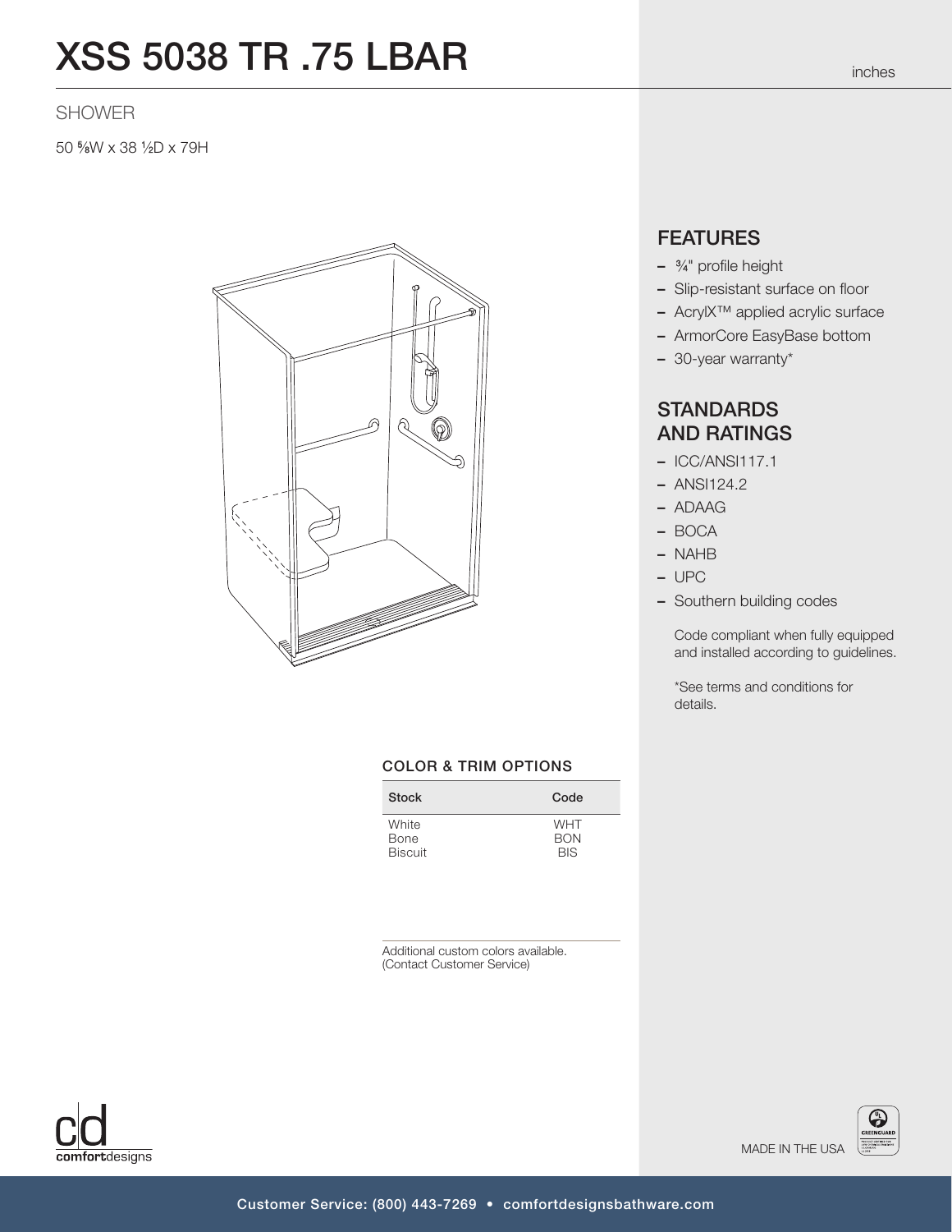# XSS 5038 TR .75 LBAR

inches

SHOWER

50 ⅝W x 38 ½D x 79H

## FEATURES

- ¾" profile height
- Slip-resistant surface on floor
- AcrylX™ applied acrylic surface
- ArmorCore EasyBase bottom
- 30-year warranty*

## STANDARDS AND RATINGS

- ICC/ANSI117.1
- ANSI124.2
- ADAAG
- BOCA
- NAHB
- UPC
- Southern building codes

Code compliant when fully equipped and installed according to guidelines.

*See terms and conditions for details.

### COLOR & TRIM OPTIONS

| Stock | Code |
| --- | --- |
| White | WHT |
| Bone | BON |
| Biscuit | BIS |

Additional custom colors available. (Contact Customer Service)

comfortdesigns

MADE IN THE USA

Customer Service: (800) 443-7269 • comfortdesignsbathware.com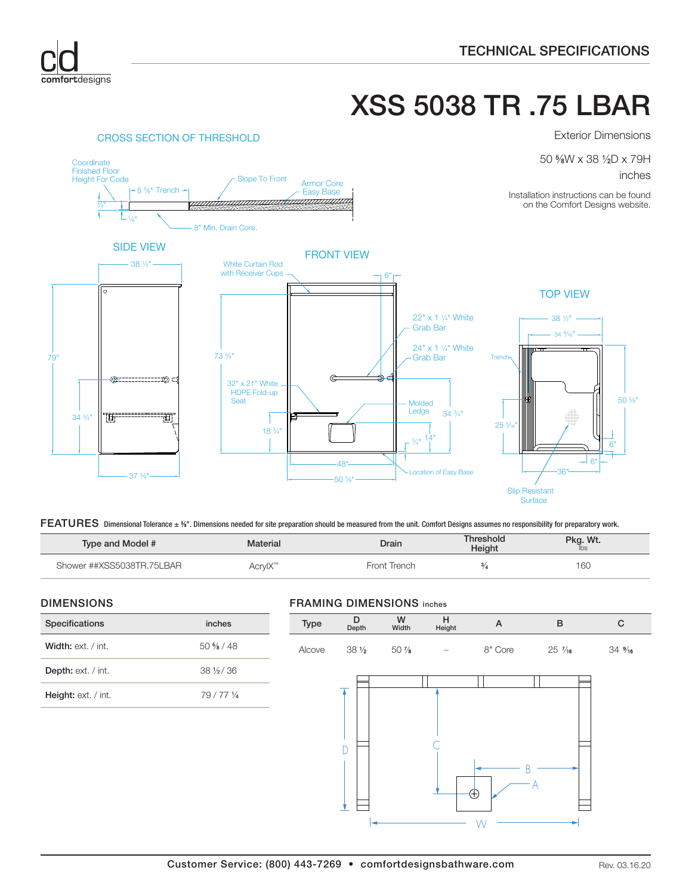## TECHNICAL SPECIFICATIONS

# XSS 5038 TR .75 LBAR

Exterior Dimensions

50 ⅝W x 38 ½D x 79H
inches

Installation instructions can be found on the Comfort Designs website.

### CROSS SECTION OF THRESHOLD

Coordinate Finished Floor Height For Code
5 ⅝" Trench
Slope To Front
Armor Core Easy Base
¾"
⅛"
8" Min. Drain Core.

### SIDE VIEW

38 ½"
79"
34 ¾"
37 ⅜"

### FRONT VIEW

White Curtain Rod with Receiver Cups
6"
22" x 1 ¼" White Grab Bar
24" x 1 ¼" White Grab Bar
73 ¾"
32" x 21" White HDPE Fold-up Seat
Molded Ledge
34 ¾"
18 ¾"
14"
¾"
48"
50 ⅝"
Location of Easy Base

### TOP VIEW

38 ½"
34 ⁹⁄₁₆"
Trench
50 ⅝"
25 ⁷⁄₁₆"
6"
6"
36"
Slip Resistant Surface

## FEATURES

Dimensional Tolerance ± ⅜". Dimensions needed for site preparation should be measured from the unit. Comfort Designs assumes no responsibility for preparatory work.

| Type and Model # | Material | Drain | Threshold Height | Pkg. Wt. lbs |
|---|---|---|---|---|
| Shower ##XSS5038TR.75LBAR | AcrylX™ | Front Trench | ¾ | 160 |

## DIMENSIONS

| Specifications | inches |
|---|---|
| **Width:** ext. / int. | 50 ⅝ / 48 |
| **Depth:** ext. / int. | 38 ½ / 36 |
| **Height:** ext. / int. | 79 / 77 ¼ |

## FRAMING DIMENSIONS inches

| Type | D Depth | W Width | H Height | A | B | C |
|---|---|---|---|---|---|---|
| Alcove | 38 ½ | 50 ⅞ | – | 8" Core | 25 ⁷⁄₁₆ | 34 ⁹⁄₁₆ |

D
C
B
A
W

Customer Service: (800) 443-7269 • comfortdesignsbathware.com

Rev. 03.16.20